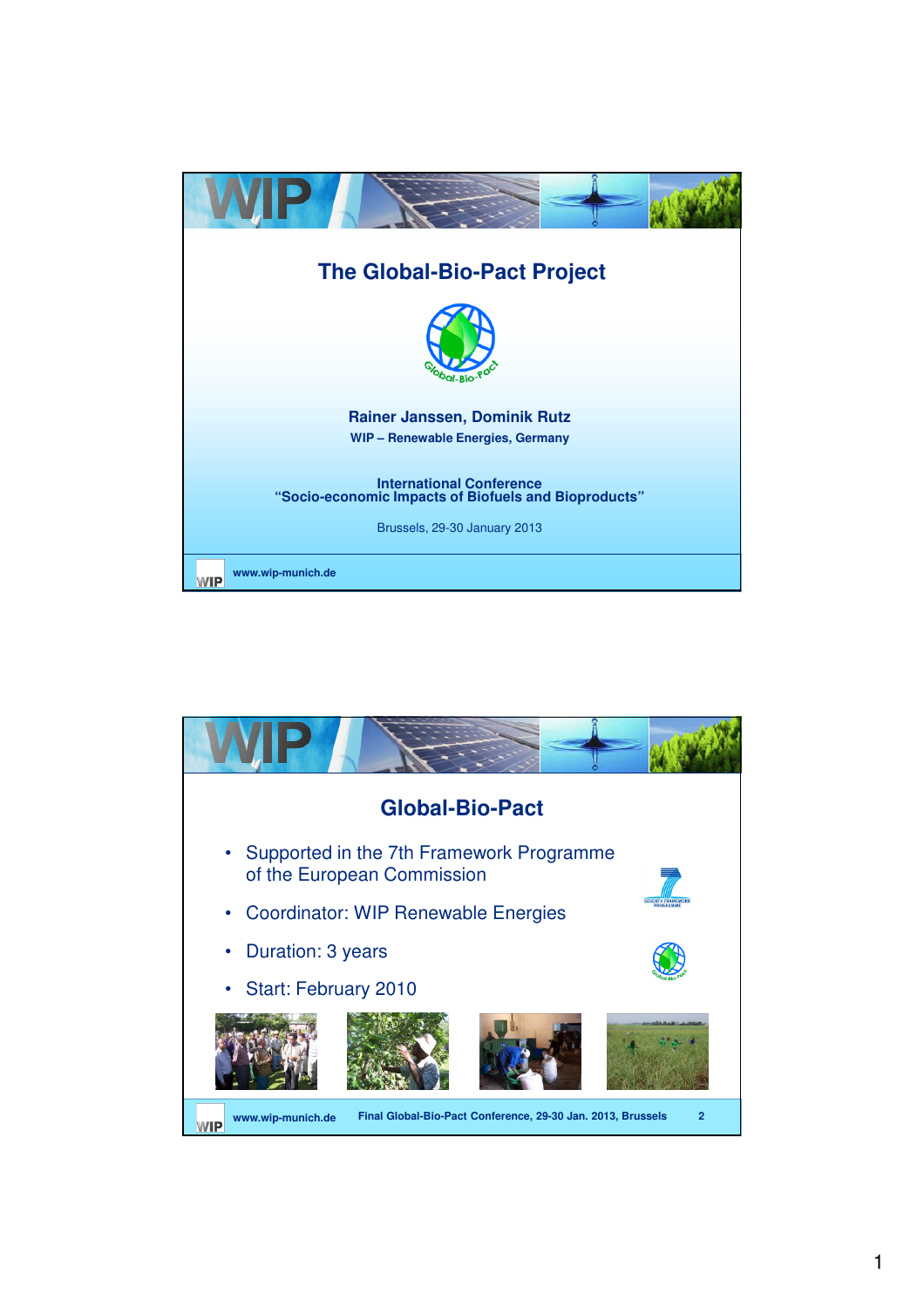# The Global-Bio-Pact Project

**Rainer Janssen, Dominik Rutz**
**WIP – Renewable Energies, Germany**

**International Conference**
**"Socio-economic Impacts of Biofuels and Bioproducts"**

Brussels, 29-30 January 2013

www.wip-munich.de

## Global-Bio-Pact

- Supported in the 7th Framework Programme of the European Commission
- Coordinator: WIP Renewable Energies
- Duration: 3 years
- Start: February 2010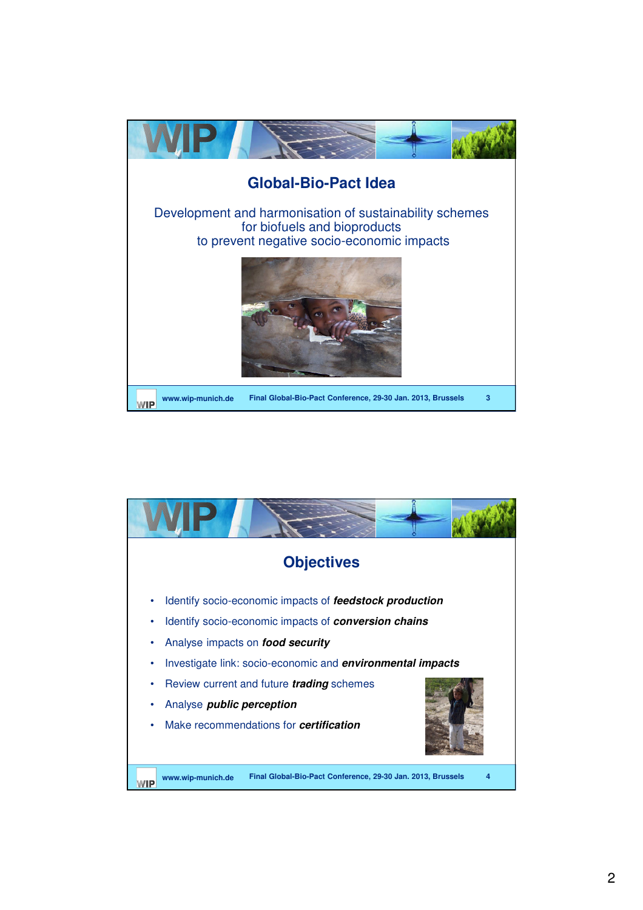## Global-Bio-Pact Idea

Development and harmonisation of sustainability schemes for biofuels and bioproducts to prevent negative socio-economic impacts

## Objectives

- Identify socio-economic impacts of ***feedstock production***
- Identify socio-economic impacts of ***conversion chains***
- Analyse impacts on ***food security***
- Investigate link: socio-economic and ***environmental impacts***
- Review current and future ***trading*** schemes
- Analyse ***public perception***
- Make recommendations for ***certification***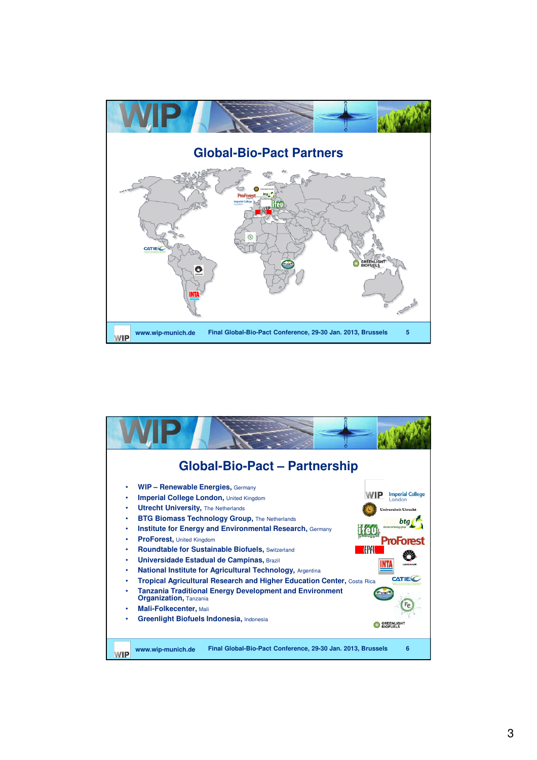## Global-Bio-Pact Partners

## Global-Bio-Pact – Partnership

- **WIP – Renewable Energies,** Germany
- **Imperial College London,** United Kingdom
- **Utrecht University,** The Netherlands
- **BTG Biomass Technology Group,** The Netherlands
- **Institute for Energy and Environmental Research,** Germany
- **ProForest,** United Kingdom
- **Roundtable for Sustainable Biofuels,** Switzerland
- **Universidade Estadual de Campinas,** Brazil
- **National Institute for Agricultural Technology,** Argentina
- **Tropical Agricultural Research and Higher Education Center,** Costa Rica
- **Tanzania Traditional Energy Development and Environment Organization,** Tanzania
- **Mali-Folkecenter,** Mali
- **Greenlight Biofuels Indonesia,** Indonesia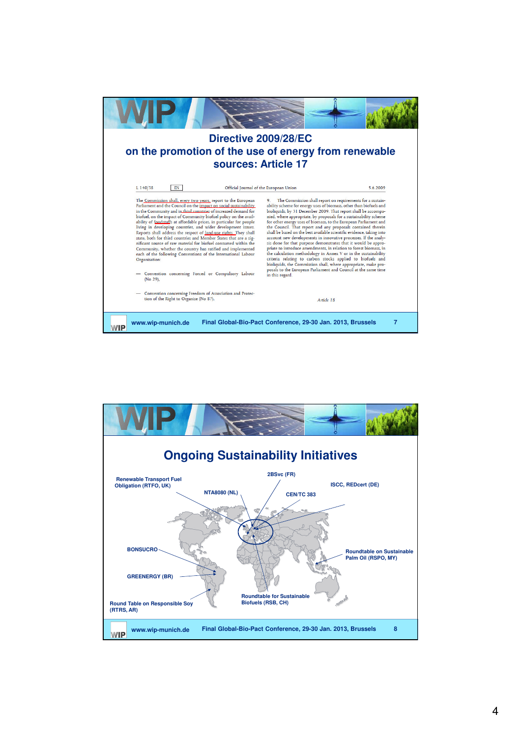## Directive 2009/28/EC on the promotion of the use of energy from renewable sources: Article 17

L 140/38 EN Official Journal of the European Union 5.6.2009

The Commission shall, every two years, report to the European Parliament and the Council on the impact on social sustainability in the Community and in third countries of increased demand for biofuel, on the impact of Community biofuel policy on the availability of foodstuffs at affordable prices, in particular for people living in developing countries, and wider development issues. Reports shall address the respect of land-use rights. They shall state, both for third countries and Member States that are a significant source of raw material for biofuel consumed within the Community, whether the country has ratified and implemented each of the following Conventions of the International Labour Organisation:

— Convention concerning Forced or Compulsory Labour (No 29),

— Convention concerning Freedom of Association and Protection of the Right to Organise (No 87),

9. The Commission shall report on requirements for a sustainability scheme for energy uses of biomass, other than biofuels and bioliquids, by 31 December 2009. That report shall be accompanied, where appropriate, by proposals for a sustainability scheme for other energy uses of biomass, to the European Parliament and the Council. That report and any proposals contained therein shall be based on the best available scientific evidence, taking into account new developments in innovative processes. If the analysis done for that purpose demonstrates that it would be appropriate to introduce amendments, in relation to forest biomass, in the calculation methodology in Annex V or in the sustainability criteria relating to carbon stocks applied to biofuels and bioliquids, the Commission shall, where appropriate, make proposals to the European Parliament and Council at the same time in this regard.

*Article 18*

www.wip-munich.de Final Global-Bio-Pact Conference, 29-30 Jan. 2013, Brussels 7

## Ongoing Sustainability Initiatives

- Renewable Transport Fuel Obligation (RTFO, UK)
- NTA8080 (NL)
- 2BSvc (FR)
- CEN/TC 383
- ISCC, REDcert (DE)
- BONSUCRO
- GREENERGY (BR)
- Round Table on Responsible Soy (RTRS, AR)
- Roundtable for Sustainable Biofuels (RSB, CH)
- Roundtable on Sustainable Palm Oil (RSPO, MY)

www.wip-munich.de Final Global-Bio-Pact Conference, 29-30 Jan. 2013, Brussels 8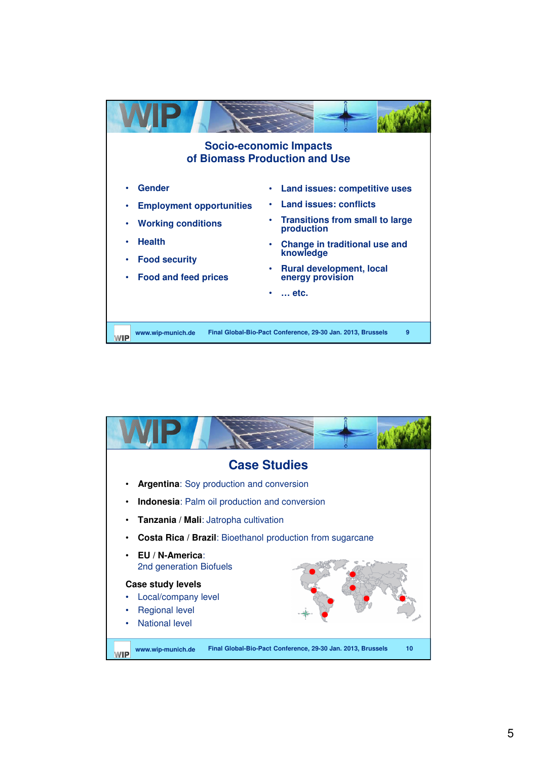## Socio-economic Impacts of Biomass Production and Use

- Gender
- Employment opportunities
- Working conditions
- Health
- Food security
- Food and feed prices
- Land issues: competitive uses
- Land issues: conflicts
- Transitions from small to large production
- Change in traditional use and knowledge
- Rural development, local energy provision
- … etc.

## Case Studies

- **Argentina**: Soy production and conversion
- **Indonesia**: Palm oil production and conversion
- **Tanzania** / **Mali**: Jatropha cultivation
- **Costa Rica** / **Brazil**: Bioethanol production from sugarcane
- **EU** / **N-America**: 2nd generation Biofuels

**Case study levels**

- Local/company level
- Regional level
- National level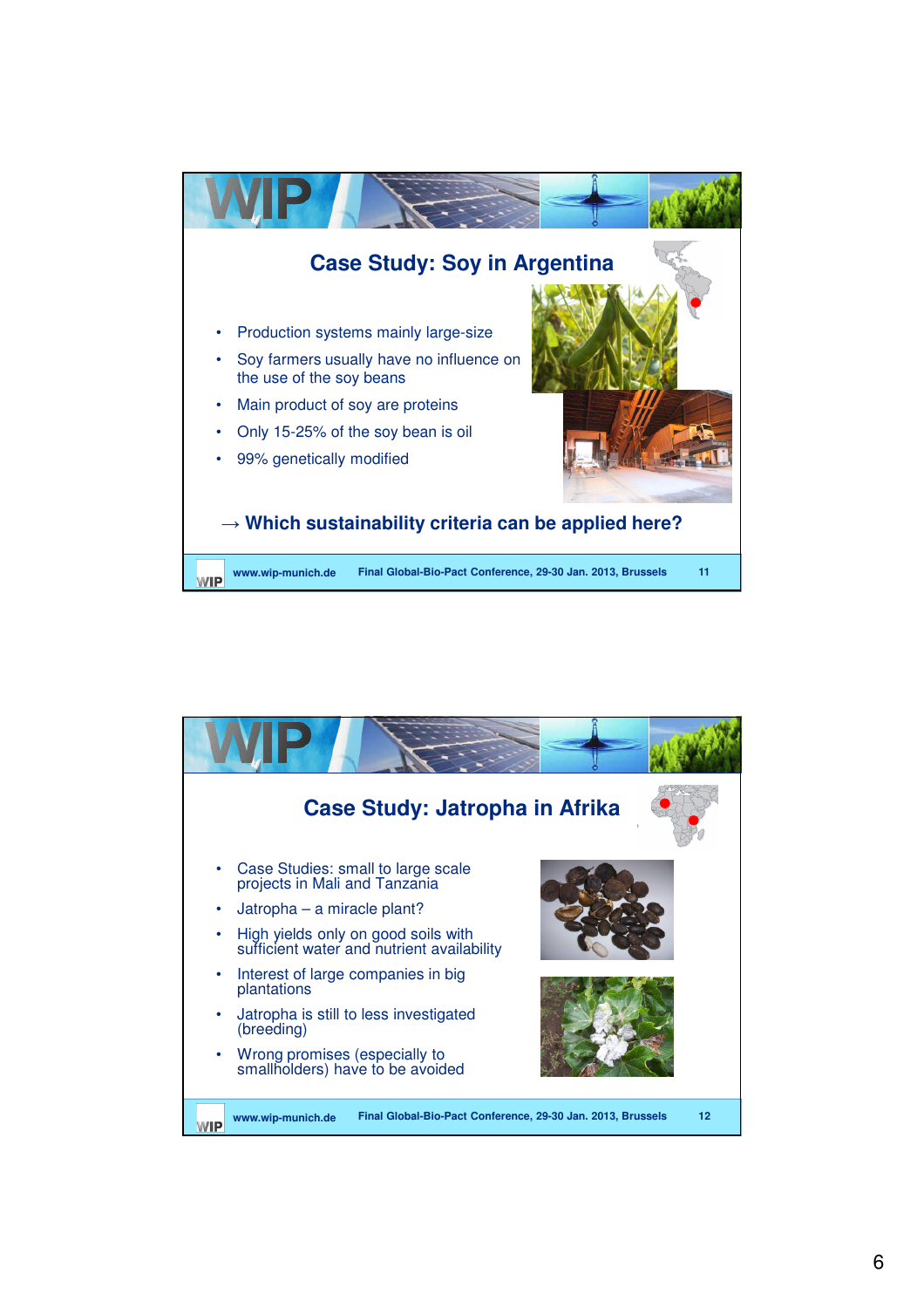## Case Study: Soy in Argentina

- Production systems mainly large-size
- Soy farmers usually have no influence on the use of the soy beans
- Main product of soy are proteins
- Only 15-25% of the soy bean is oil
- 99% genetically modified

→ **Which sustainability criteria can be applied here?**

## Case Study: Jatropha in Afrika

- Case Studies: small to large scale projects in Mali and Tanzania
- Jatropha – a miracle plant?
- High yields only on good soils with sufficient water and nutrient availability
- Interest of large companies in big plantations
- Jatropha is still to less investigated (breeding)
- Wrong promises (especially to smallholders) have to be avoided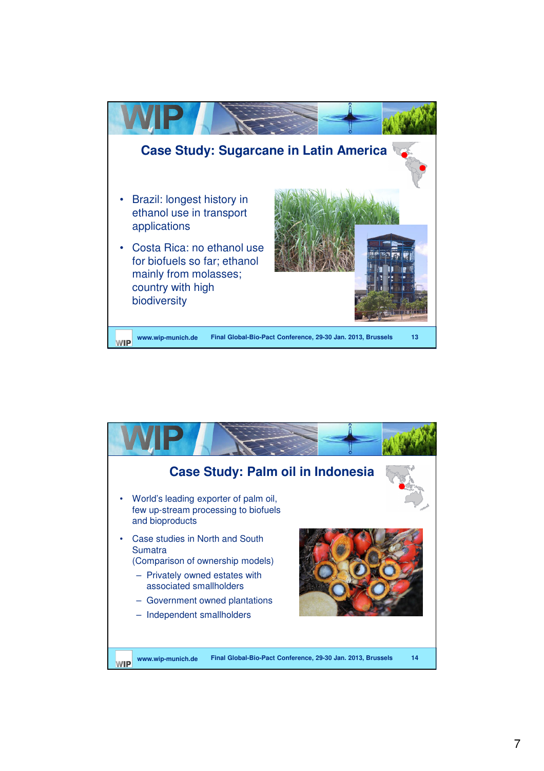## Case Study: Sugarcane in Latin America

- Brazil: longest history in ethanol use in transport applications
- Costa Rica: no ethanol use for biofuels so far; ethanol mainly from molasses; country with high biodiversity

## Case Study: Palm oil in Indonesia

- World's leading exporter of palm oil, few up-stream processing to biofuels and bioproducts
- Case studies in North and South Sumatra (Comparison of ownership models)
  - Privately owned estates with associated smallholders
  - Government owned plantations
  - Independent smallholders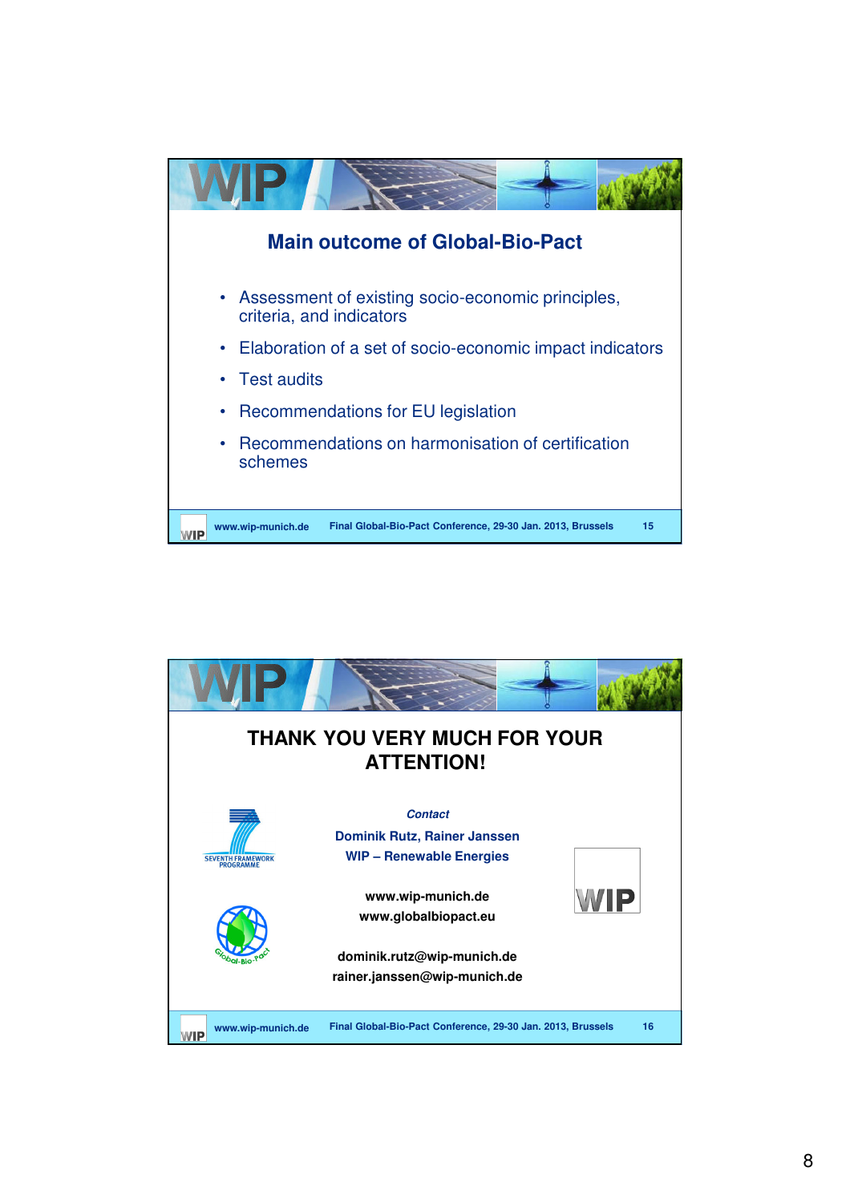## Main outcome of Global-Bio-Pact

- Assessment of existing socio-economic principles, criteria, and indicators
- Elaboration of a set of socio-economic impact indicators
- Test audits
- Recommendations for EU legislation
- Recommendations on harmonisation of certification schemes

## THANK YOU VERY MUCH FOR YOUR ATTENTION!

*Contact*

**Dominik Rutz, Rainer Janssen**

**WIP – Renewable Energies**

**www.wip-munich.de**

**www.globalbiopact.eu**

**dominik.rutz@wip-munich.de**

**rainer.janssen@wip-munich.de**